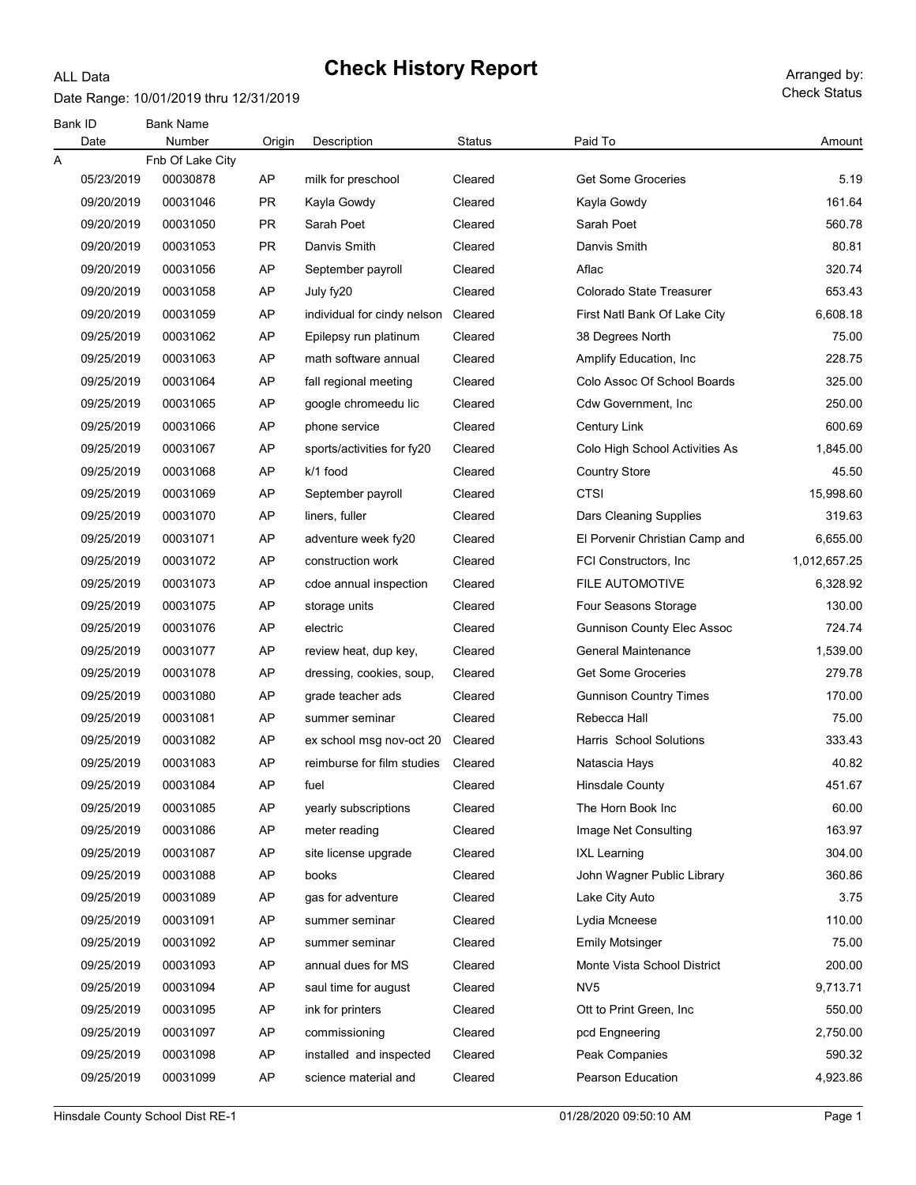# Check History Report

ALL Data

Date Range: 10/01/2019 thru 12/31/2019

Arranged by: Check Status

| Bank ID / Date | Bank Name / Number | Origin | Description | Status | Paid To | Amount |
|---|---|---|---|---|---|---|
| A | Fnb Of Lake City | | | | | |
| 05/23/2019 | 00030878 | AP | milk for preschool | Cleared | Get Some Groceries | 5.19 |
| 09/20/2019 | 00031046 | PR | Kayla Gowdy | Cleared | Kayla Gowdy | 161.64 |
| 09/20/2019 | 00031050 | PR | Sarah Poet | Cleared | Sarah Poet | 560.78 |
| 09/20/2019 | 00031053 | PR | Danvis Smith | Cleared | Danvis Smith | 80.81 |
| 09/20/2019 | 00031056 | AP | September payroll | Cleared | Aflac | 320.74 |
| 09/20/2019 | 00031058 | AP | July fy20 | Cleared | Colorado State Treasurer | 653.43 |
| 09/20/2019 | 00031059 | AP | individual for cindy nelson | Cleared | First Natl Bank Of Lake City | 6,608.18 |
| 09/25/2019 | 00031062 | AP | Epilepsy run platinum | Cleared | 38 Degrees North | 75.00 |
| 09/25/2019 | 00031063 | AP | math software annual | Cleared | Amplify Education, Inc | 228.75 |
| 09/25/2019 | 00031064 | AP | fall regional meeting | Cleared | Colo Assoc Of School Boards | 325.00 |
| 09/25/2019 | 00031065 | AP | google chromeedu lic | Cleared | Cdw Government, Inc | 250.00 |
| 09/25/2019 | 00031066 | AP | phone service | Cleared | Century Link | 600.69 |
| 09/25/2019 | 00031067 | AP | sports/activities for fy20 | Cleared | Colo High School Activities As | 1,845.00 |
| 09/25/2019 | 00031068 | AP | k/1 food | Cleared | Country Store | 45.50 |
| 09/25/2019 | 00031069 | AP | September payroll | Cleared | CTSI | 15,998.60 |
| 09/25/2019 | 00031070 | AP | liners, fuller | Cleared | Dars Cleaning Supplies | 319.63 |
| 09/25/2019 | 00031071 | AP | adventure week fy20 | Cleared | El Porvenir Christian Camp and | 6,655.00 |
| 09/25/2019 | 00031072 | AP | construction work | Cleared | FCI Constructors, Inc | 1,012,657.25 |
| 09/25/2019 | 00031073 | AP | cdoe annual inspection | Cleared | FILE AUTOMOTIVE | 6,328.92 |
| 09/25/2019 | 00031075 | AP | storage units | Cleared | Four Seasons Storage | 130.00 |
| 09/25/2019 | 00031076 | AP | electric | Cleared | Gunnison County Elec Assoc | 724.74 |
| 09/25/2019 | 00031077 | AP | review heat, dup key, | Cleared | General Maintenance | 1,539.00 |
| 09/25/2019 | 00031078 | AP | dressing, cookies, soup, | Cleared | Get Some Groceries | 279.78 |
| 09/25/2019 | 00031080 | AP | grade teacher ads | Cleared | Gunnison Country Times | 170.00 |
| 09/25/2019 | 00031081 | AP | summer seminar | Cleared | Rebecca Hall | 75.00 |
| 09/25/2019 | 00031082 | AP | ex school msg nov-oct 20 | Cleared | Harris School Solutions | 333.43 |
| 09/25/2019 | 00031083 | AP | reimburse for film studies | Cleared | Natascia Hays | 40.82 |
| 09/25/2019 | 00031084 | AP | fuel | Cleared | Hinsdale County | 451.67 |
| 09/25/2019 | 00031085 | AP | yearly subscriptions | Cleared | The Horn Book Inc | 60.00 |
| 09/25/2019 | 00031086 | AP | meter reading | Cleared | Image Net Consulting | 163.97 |
| 09/25/2019 | 00031087 | AP | site license upgrade | Cleared | IXL Learning | 304.00 |
| 09/25/2019 | 00031088 | AP | books | Cleared | John Wagner Public Library | 360.86 |
| 09/25/2019 | 00031089 | AP | gas for adventure | Cleared | Lake City Auto | 3.75 |
| 09/25/2019 | 00031091 | AP | summer seminar | Cleared | Lydia Mcneese | 110.00 |
| 09/25/2019 | 00031092 | AP | summer seminar | Cleared | Emily Motsinger | 75.00 |
| 09/25/2019 | 00031093 | AP | annual dues for MS | Cleared | Monte Vista School District | 200.00 |
| 09/25/2019 | 00031094 | AP | saul time for august | Cleared | NV5 | 9,713.71 |
| 09/25/2019 | 00031095 | AP | ink for printers | Cleared | Ott to Print Green, Inc | 550.00 |
| 09/25/2019 | 00031097 | AP | commissioning | Cleared | pcd Engneering | 2,750.00 |
| 09/25/2019 | 00031098 | AP | installed and inspected | Cleared | Peak Companies | 590.32 |
| 09/25/2019 | 00031099 | AP | science material and | Cleared | Pearson Education | 4,923.86 |

Hinsdale County School Dist RE-1 01/28/2020 09:50:10 AM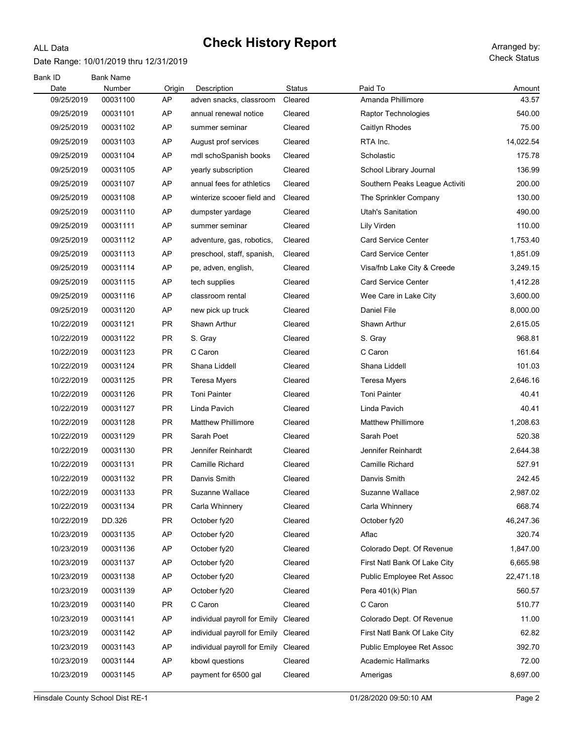ALL Data

# Check History Report

Date Range: 10/01/2019 thru 12/31/2019

Arranged by: Check Status

| Bank ID / Date | Bank Name / Number | Origin | Description | Status | Paid To | Amount |
|---|---|---|---|---|---|---|
| 09/25/2019 | 00031100 | AP | adven snacks, classroom | Cleared | Amanda Phillimore | 43.57 |
| 09/25/2019 | 00031101 | AP | annual renewal notice | Cleared | Raptor Technologies | 540.00 |
| 09/25/2019 | 00031102 | AP | summer seminar | Cleared | Caitlyn Rhodes | 75.00 |
| 09/25/2019 | 00031103 | AP | August prof services | Cleared | RTA Inc. | 14,022.54 |
| 09/25/2019 | 00031104 | AP | mdl schoSpanish books | Cleared | Scholastic | 175.78 |
| 09/25/2019 | 00031105 | AP | yearly subscription | Cleared | School Library Journal | 136.99 |
| 09/25/2019 | 00031107 | AP | annual fees for athletics | Cleared | Southern Peaks League Activiti | 200.00 |
| 09/25/2019 | 00031108 | AP | winterize scooer field and | Cleared | The Sprinkler Company | 130.00 |
| 09/25/2019 | 00031110 | AP | dumpster yardage | Cleared | Utah's Sanitation | 490.00 |
| 09/25/2019 | 00031111 | AP | summer seminar | Cleared | Lily Virden | 110.00 |
| 09/25/2019 | 00031112 | AP | adventure, gas, robotics, | Cleared | Card Service Center | 1,753.40 |
| 09/25/2019 | 00031113 | AP | preschool, staff, spanish, | Cleared | Card Service Center | 1,851.09 |
| 09/25/2019 | 00031114 | AP | pe, adven, english, | Cleared | Visa/fnb Lake City & Creede | 3,249.15 |
| 09/25/2019 | 00031115 | AP | tech supplies | Cleared | Card Service Center | 1,412.28 |
| 09/25/2019 | 00031116 | AP | classroom rental | Cleared | Wee Care in Lake City | 3,600.00 |
| 09/25/2019 | 00031120 | AP | new pick up truck | Cleared | Daniel File | 8,000.00 |
| 10/22/2019 | 00031121 | PR | Shawn Arthur | Cleared | Shawn Arthur | 2,615.05 |
| 10/22/2019 | 00031122 | PR | S. Gray | Cleared | S. Gray | 968.81 |
| 10/22/2019 | 00031123 | PR | C Caron | Cleared | C Caron | 161.64 |
| 10/22/2019 | 00031124 | PR | Shana Liddell | Cleared | Shana Liddell | 101.03 |
| 10/22/2019 | 00031125 | PR | Teresa Myers | Cleared | Teresa Myers | 2,646.16 |
| 10/22/2019 | 00031126 | PR | Toni Painter | Cleared | Toni Painter | 40.41 |
| 10/22/2019 | 00031127 | PR | Linda Pavich | Cleared | Linda Pavich | 40.41 |
| 10/22/2019 | 00031128 | PR | Matthew Phillimore | Cleared | Matthew Phillimore | 1,208.63 |
| 10/22/2019 | 00031129 | PR | Sarah Poet | Cleared | Sarah Poet | 520.38 |
| 10/22/2019 | 00031130 | PR | Jennifer Reinhardt | Cleared | Jennifer Reinhardt | 2,644.38 |
| 10/22/2019 | 00031131 | PR | Camille Richard | Cleared | Camille Richard | 527.91 |
| 10/22/2019 | 00031132 | PR | Danvis Smith | Cleared | Danvis Smith | 242.45 |
| 10/22/2019 | 00031133 | PR | Suzanne Wallace | Cleared | Suzanne Wallace | 2,987.02 |
| 10/22/2019 | 00031134 | PR | Carla Whinnery | Cleared | Carla Whinnery | 668.74 |
| 10/22/2019 | DD.326 | PR | October fy20 | Cleared | October fy20 | 46,247.36 |
| 10/23/2019 | 00031135 | AP | October fy20 | Cleared | Aflac | 320.74 |
| 10/23/2019 | 00031136 | AP | October fy20 | Cleared | Colorado Dept. Of Revenue | 1,847.00 |
| 10/23/2019 | 00031137 | AP | October fy20 | Cleared | First Natl Bank Of Lake City | 6,665.98 |
| 10/23/2019 | 00031138 | AP | October fy20 | Cleared | Public Employee Ret Assoc | 22,471.18 |
| 10/23/2019 | 00031139 | AP | October fy20 | Cleared | Pera 401(k) Plan | 560.57 |
| 10/23/2019 | 00031140 | PR | C Caron | Cleared | C Caron | 510.77 |
| 10/23/2019 | 00031141 | AP | individual payroll for Emily | Cleared | Colorado Dept. Of Revenue | 11.00 |
| 10/23/2019 | 00031142 | AP | individual payroll for Emily | Cleared | First Natl Bank Of Lake City | 62.82 |
| 10/23/2019 | 00031143 | AP | individual payroll for Emily | Cleared | Public Employee Ret Assoc | 392.70 |
| 10/23/2019 | 00031144 | AP | kbowl questions | Cleared | Academic Hallmarks | 72.00 |
| 10/23/2019 | 00031145 | AP | payment for 6500 gal | Cleared | Amerigas | 8,697.00 |

Hinsdale County School Dist RE-1 — 01/28/2020 09:50:10 AM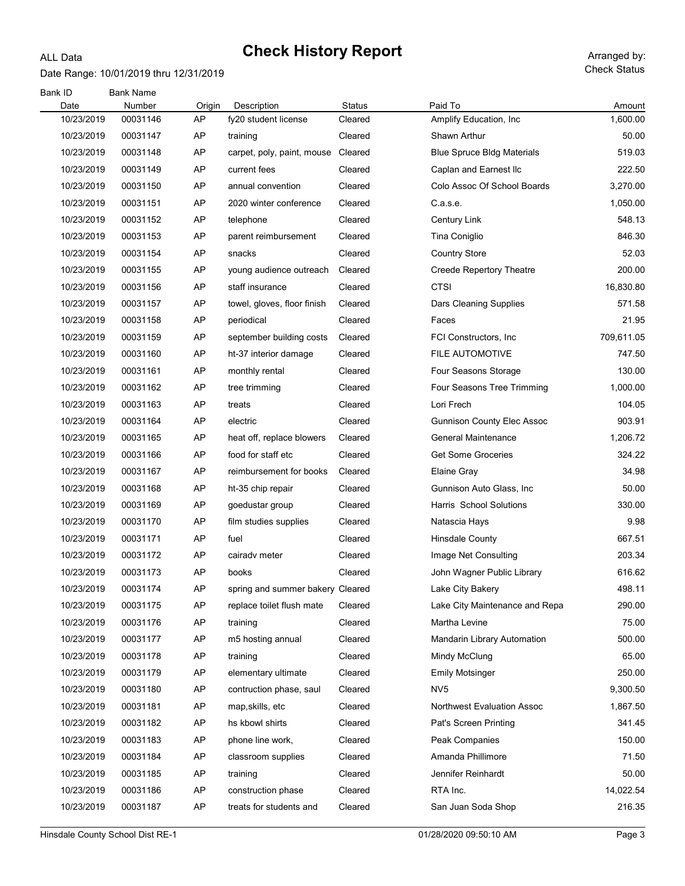ALL Data

# Check History Report

Date Range: 10/01/2019 thru 12/31/2019

Arranged by: Check Status

| Bank ID Date | Bank Name Number | Origin | Description | Status | Paid To | Amount |
|---|---|---|---|---|---|---|
| 10/23/2019 | 00031146 | AP | fy20 student license | Cleared | Amplify Education, Inc | 1,600.00 |
| 10/23/2019 | 00031147 | AP | training | Cleared | Shawn Arthur | 50.00 |
| 10/23/2019 | 00031148 | AP | carpet, poly, paint, mouse | Cleared | Blue Spruce Bldg Materials | 519.03 |
| 10/23/2019 | 00031149 | AP | current fees | Cleared | Caplan and Earnest llc | 222.50 |
| 10/23/2019 | 00031150 | AP | annual convention | Cleared | Colo Assoc Of School Boards | 3,270.00 |
| 10/23/2019 | 00031151 | AP | 2020 winter conference | Cleared | C.a.s.e. | 1,050.00 |
| 10/23/2019 | 00031152 | AP | telephone | Cleared | Century Link | 548.13 |
| 10/23/2019 | 00031153 | AP | parent reimbursement | Cleared | Tina Coniglio | 846.30 |
| 10/23/2019 | 00031154 | AP | snacks | Cleared | Country Store | 52.03 |
| 10/23/2019 | 00031155 | AP | young audience outreach | Cleared | Creede Repertory Theatre | 200.00 |
| 10/23/2019 | 00031156 | AP | staff insurance | Cleared | CTSI | 16,830.80 |
| 10/23/2019 | 00031157 | AP | towel, gloves, floor finish | Cleared | Dars Cleaning Supplies | 571.58 |
| 10/23/2019 | 00031158 | AP | periodical | Cleared | Faces | 21.95 |
| 10/23/2019 | 00031159 | AP | september building costs | Cleared | FCI Constructors, Inc | 709,611.05 |
| 10/23/2019 | 00031160 | AP | ht-37 interior damage | Cleared | FILE AUTOMOTIVE | 747.50 |
| 10/23/2019 | 00031161 | AP | monthly rental | Cleared | Four Seasons Storage | 130.00 |
| 10/23/2019 | 00031162 | AP | tree trimming | Cleared | Four Seasons Tree Trimming | 1,000.00 |
| 10/23/2019 | 00031163 | AP | treats | Cleared | Lori Frech | 104.05 |
| 10/23/2019 | 00031164 | AP | electric | Cleared | Gunnison County Elec Assoc | 903.91 |
| 10/23/2019 | 00031165 | AP | heat off, replace blowers | Cleared | General Maintenance | 1,206.72 |
| 10/23/2019 | 00031166 | AP | food for staff etc | Cleared | Get Some Groceries | 324.22 |
| 10/23/2019 | 00031167 | AP | reimbursement for books | Cleared | Elaine Gray | 34.98 |
| 10/23/2019 | 00031168 | AP | ht-35 chip repair | Cleared | Gunnison Auto Glass, Inc | 50.00 |
| 10/23/2019 | 00031169 | AP | goedustar group | Cleared | Harris School Solutions | 330.00 |
| 10/23/2019 | 00031170 | AP | film studies supplies | Cleared | Natascia Hays | 9.98 |
| 10/23/2019 | 00031171 | AP | fuel | Cleared | Hinsdale County | 667.51 |
| 10/23/2019 | 00031172 | AP | cairadv meter | Cleared | Image Net Consulting | 203.34 |
| 10/23/2019 | 00031173 | AP | books | Cleared | John Wagner Public Library | 616.62 |
| 10/23/2019 | 00031174 | AP | spring and summer bakery | Cleared | Lake City Bakery | 498.11 |
| 10/23/2019 | 00031175 | AP | replace toilet flush mate | Cleared | Lake City Maintenance and Repa | 290.00 |
| 10/23/2019 | 00031176 | AP | training | Cleared | Martha Levine | 75.00 |
| 10/23/2019 | 00031177 | AP | m5 hosting annual | Cleared | Mandarin Library Automation | 500.00 |
| 10/23/2019 | 00031178 | AP | training | Cleared | Mindy McClung | 65.00 |
| 10/23/2019 | 00031179 | AP | elementary ultimate | Cleared | Emily Motsinger | 250.00 |
| 10/23/2019 | 00031180 | AP | contruction phase, saul | Cleared | NV5 | 9,300.50 |
| 10/23/2019 | 00031181 | AP | map,skills, etc | Cleared | Northwest Evaluation Assoc | 1,867.50 |
| 10/23/2019 | 00031182 | AP | hs kbowl shirts | Cleared | Pat's Screen Printing | 341.45 |
| 10/23/2019 | 00031183 | AP | phone line work, | Cleared | Peak Companies | 150.00 |
| 10/23/2019 | 00031184 | AP | classroom supplies | Cleared | Amanda Phillimore | 71.50 |
| 10/23/2019 | 00031185 | AP | training | Cleared | Jennifer Reinhardt | 50.00 |
| 10/23/2019 | 00031186 | AP | construction phase | Cleared | RTA Inc. | 14,022.54 |
| 10/23/2019 | 00031187 | AP | treats for students and | Cleared | San Juan Soda Shop | 216.35 |

Hinsdale County School Dist RE-1 01/28/2020 09:50:10 AM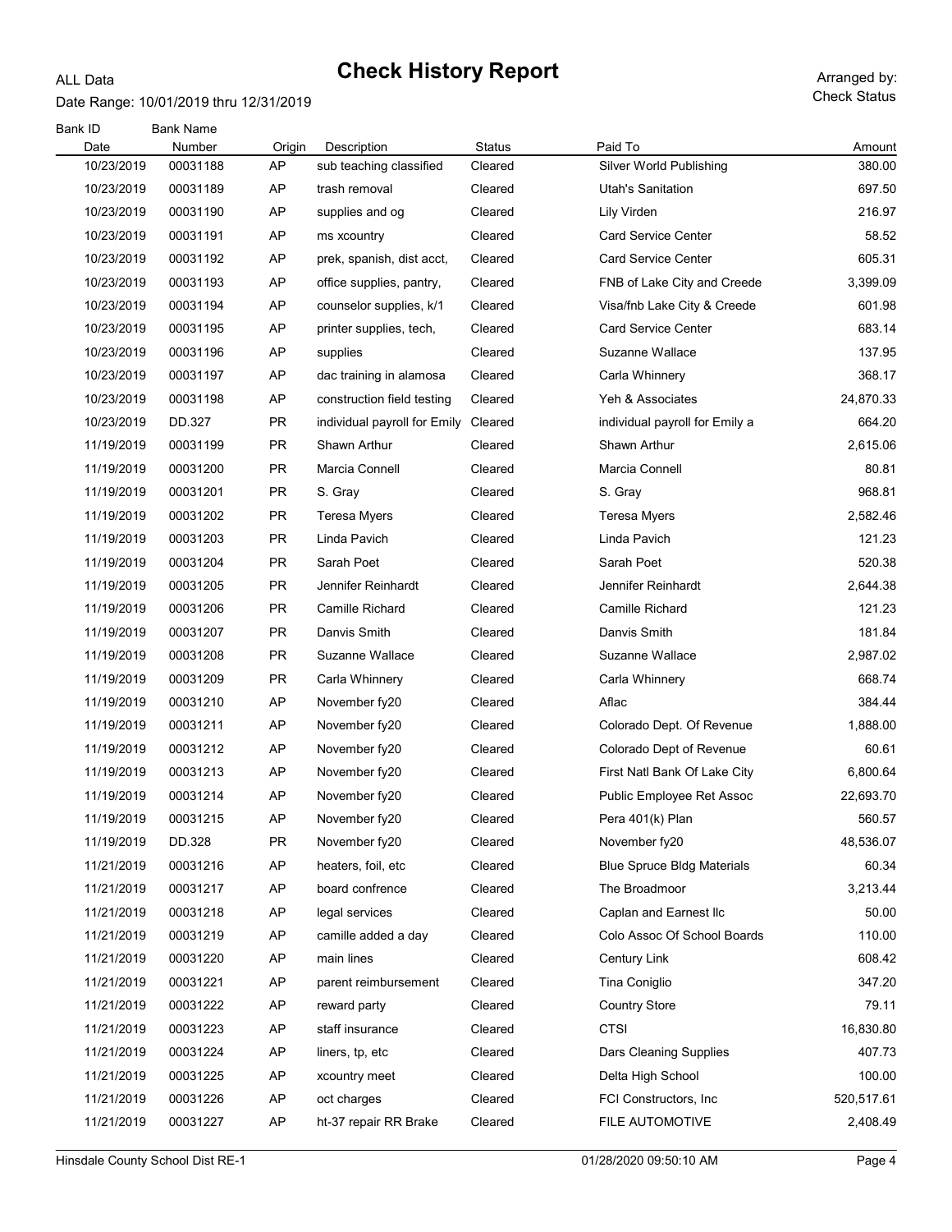# Check History Report

ALL Data

Date Range: 10/01/2019 thru 12/31/2019

Arranged by: Check Status

| Bank ID / Date | Bank Name / Number | Origin | Description | Status | Paid To | Amount |
|---|---|---|---|---|---|---|
| 10/23/2019 | 00031188 | AP | sub teaching classified | Cleared | Silver World Publishing | 380.00 |
| 10/23/2019 | 00031189 | AP | trash removal | Cleared | Utah's Sanitation | 697.50 |
| 10/23/2019 | 00031190 | AP | supplies and og | Cleared | Lily Virden | 216.97 |
| 10/23/2019 | 00031191 | AP | ms xcountry | Cleared | Card Service Center | 58.52 |
| 10/23/2019 | 00031192 | AP | prek, spanish, dist acct, | Cleared | Card Service Center | 605.31 |
| 10/23/2019 | 00031193 | AP | office supplies, pantry, | Cleared | FNB of Lake City and Creede | 3,399.09 |
| 10/23/2019 | 00031194 | AP | counselor supplies, k/1 | Cleared | Visa/fnb Lake City & Creede | 601.98 |
| 10/23/2019 | 00031195 | AP | printer supplies, tech, | Cleared | Card Service Center | 683.14 |
| 10/23/2019 | 00031196 | AP | supplies | Cleared | Suzanne Wallace | 137.95 |
| 10/23/2019 | 00031197 | AP | dac training in alamosa | Cleared | Carla Whinnery | 368.17 |
| 10/23/2019 | 00031198 | AP | construction field testing | Cleared | Yeh & Associates | 24,870.33 |
| 10/23/2019 | DD.327 | PR | individual payroll for Emily | Cleared | individual payroll for Emily a | 664.20 |
| 11/19/2019 | 00031199 | PR | Shawn Arthur | Cleared | Shawn Arthur | 2,615.06 |
| 11/19/2019 | 00031200 | PR | Marcia Connell | Cleared | Marcia Connell | 80.81 |
| 11/19/2019 | 00031201 | PR | S. Gray | Cleared | S. Gray | 968.81 |
| 11/19/2019 | 00031202 | PR | Teresa Myers | Cleared | Teresa Myers | 2,582.46 |
| 11/19/2019 | 00031203 | PR | Linda Pavich | Cleared | Linda Pavich | 121.23 |
| 11/19/2019 | 00031204 | PR | Sarah Poet | Cleared | Sarah Poet | 520.38 |
| 11/19/2019 | 00031205 | PR | Jennifer Reinhardt | Cleared | Jennifer Reinhardt | 2,644.38 |
| 11/19/2019 | 00031206 | PR | Camille Richard | Cleared | Camille Richard | 121.23 |
| 11/19/2019 | 00031207 | PR | Danvis Smith | Cleared | Danvis Smith | 181.84 |
| 11/19/2019 | 00031208 | PR | Suzanne Wallace | Cleared | Suzanne Wallace | 2,987.02 |
| 11/19/2019 | 00031209 | PR | Carla Whinnery | Cleared | Carla Whinnery | 668.74 |
| 11/19/2019 | 00031210 | AP | November fy20 | Cleared | Aflac | 384.44 |
| 11/19/2019 | 00031211 | AP | November fy20 | Cleared | Colorado Dept. Of Revenue | 1,888.00 |
| 11/19/2019 | 00031212 | AP | November fy20 | Cleared | Colorado Dept of Revenue | 60.61 |
| 11/19/2019 | 00031213 | AP | November fy20 | Cleared | First Natl Bank Of Lake City | 6,800.64 |
| 11/19/2019 | 00031214 | AP | November fy20 | Cleared | Public Employee Ret Assoc | 22,693.70 |
| 11/19/2019 | 00031215 | AP | November fy20 | Cleared | Pera 401(k) Plan | 560.57 |
| 11/19/2019 | DD.328 | PR | November fy20 | Cleared | November fy20 | 48,536.07 |
| 11/21/2019 | 00031216 | AP | heaters, foil, etc | Cleared | Blue Spruce Bldg Materials | 60.34 |
| 11/21/2019 | 00031217 | AP | board confrence | Cleared | The Broadmoor | 3,213.44 |
| 11/21/2019 | 00031218 | AP | legal services | Cleared | Caplan and Earnest llc | 50.00 |
| 11/21/2019 | 00031219 | AP | camille added a day | Cleared | Colo Assoc Of School Boards | 110.00 |
| 11/21/2019 | 00031220 | AP | main lines | Cleared | Century Link | 608.42 |
| 11/21/2019 | 00031221 | AP | parent reimbursement | Cleared | Tina Coniglio | 347.20 |
| 11/21/2019 | 00031222 | AP | reward party | Cleared | Country Store | 79.11 |
| 11/21/2019 | 00031223 | AP | staff insurance | Cleared | CTSI | 16,830.80 |
| 11/21/2019 | 00031224 | AP | liners, tp, etc | Cleared | Dars Cleaning Supplies | 407.73 |
| 11/21/2019 | 00031225 | AP | xcountry meet | Cleared | Delta High School | 100.00 |
| 11/21/2019 | 00031226 | AP | oct charges | Cleared | FCI Constructors, Inc | 520,517.61 |
| 11/21/2019 | 00031227 | AP | ht-37 repair RR Brake | Cleared | FILE AUTOMOTIVE | 2,408.49 |

Hinsdale County School Dist RE-1 01/28/2020 09:50:10 AM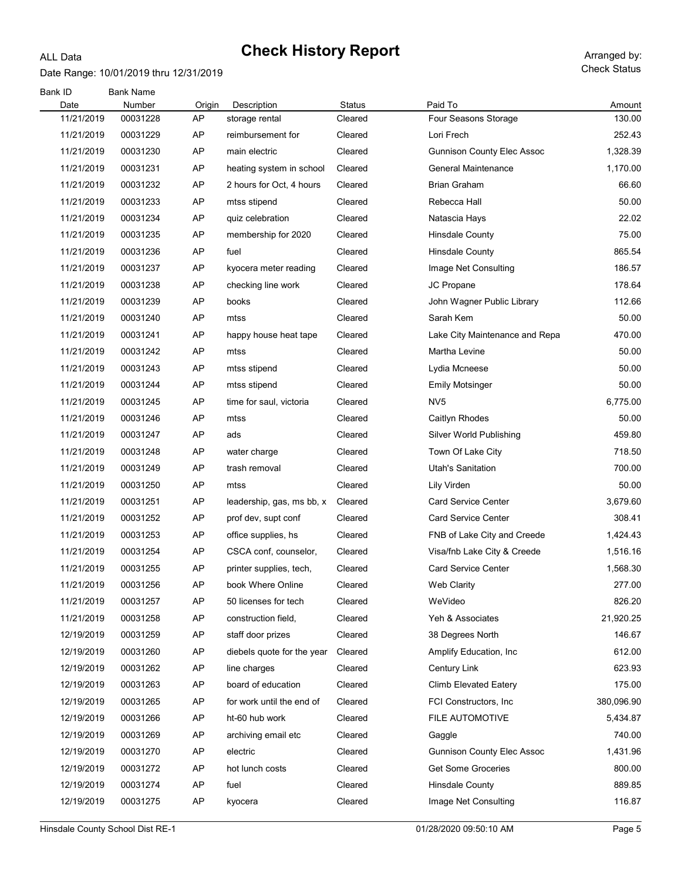ALL Data

# Check History Report

Date Range: 10/01/2019 thru 12/31/2019

Arranged by: Check Status

| Bank ID / Date | Bank Name / Number | Origin | Description | Status | Paid To | Amount |
|---|---|---|---|---|---|---|
| 11/21/2019 | 00031228 | AP | storage rental | Cleared | Four Seasons Storage | 130.00 |
| 11/21/2019 | 00031229 | AP | reimbursement for | Cleared | Lori Frech | 252.43 |
| 11/21/2019 | 00031230 | AP | main electric | Cleared | Gunnison County Elec Assoc | 1,328.39 |
| 11/21/2019 | 00031231 | AP | heating system in school | Cleared | General Maintenance | 1,170.00 |
| 11/21/2019 | 00031232 | AP | 2 hours for Oct, 4 hours | Cleared | Brian Graham | 66.60 |
| 11/21/2019 | 00031233 | AP | mtss stipend | Cleared | Rebecca Hall | 50.00 |
| 11/21/2019 | 00031234 | AP | quiz celebration | Cleared | Natascia Hays | 22.02 |
| 11/21/2019 | 00031235 | AP | membership for 2020 | Cleared | Hinsdale County | 75.00 |
| 11/21/2019 | 00031236 | AP | fuel | Cleared | Hinsdale County | 865.54 |
| 11/21/2019 | 00031237 | AP | kyocera meter reading | Cleared | Image Net Consulting | 186.57 |
| 11/21/2019 | 00031238 | AP | checking line work | Cleared | JC Propane | 178.64 |
| 11/21/2019 | 00031239 | AP | books | Cleared | John Wagner Public Library | 112.66 |
| 11/21/2019 | 00031240 | AP | mtss | Cleared | Sarah Kem | 50.00 |
| 11/21/2019 | 00031241 | AP | happy house heat tape | Cleared | Lake City Maintenance and Repa | 470.00 |
| 11/21/2019 | 00031242 | AP | mtss | Cleared | Martha Levine | 50.00 |
| 11/21/2019 | 00031243 | AP | mtss stipend | Cleared | Lydia Mcneese | 50.00 |
| 11/21/2019 | 00031244 | AP | mtss stipend | Cleared | Emily Motsinger | 50.00 |
| 11/21/2019 | 00031245 | AP | time for saul, victoria | Cleared | NV5 | 6,775.00 |
| 11/21/2019 | 00031246 | AP | mtss | Cleared | Caitlyn Rhodes | 50.00 |
| 11/21/2019 | 00031247 | AP | ads | Cleared | Silver World Publishing | 459.80 |
| 11/21/2019 | 00031248 | AP | water charge | Cleared | Town Of Lake City | 718.50 |
| 11/21/2019 | 00031249 | AP | trash removal | Cleared | Utah's Sanitation | 700.00 |
| 11/21/2019 | 00031250 | AP | mtss | Cleared | Lily Virden | 50.00 |
| 11/21/2019 | 00031251 | AP | leadership, gas, ms bb, x | Cleared | Card Service Center | 3,679.60 |
| 11/21/2019 | 00031252 | AP | prof dev, supt conf | Cleared | Card Service Center | 308.41 |
| 11/21/2019 | 00031253 | AP | office supplies, hs | Cleared | FNB of Lake City and Creede | 1,424.43 |
| 11/21/2019 | 00031254 | AP | CSCA conf, counselor, | Cleared | Visa/fnb Lake City & Creede | 1,516.16 |
| 11/21/2019 | 00031255 | AP | printer supplies, tech, | Cleared | Card Service Center | 1,568.30 |
| 11/21/2019 | 00031256 | AP | book Where Online | Cleared | Web Clarity | 277.00 |
| 11/21/2019 | 00031257 | AP | 50 licenses for tech | Cleared | WeVideo | 826.20 |
| 11/21/2019 | 00031258 | AP | construction field, | Cleared | Yeh & Associates | 21,920.25 |
| 12/19/2019 | 00031259 | AP | staff door prizes | Cleared | 38 Degrees North | 146.67 |
| 12/19/2019 | 00031260 | AP | diebels quote for the year | Cleared | Amplify Education, Inc | 612.00 |
| 12/19/2019 | 00031262 | AP | line charges | Cleared | Century Link | 623.93 |
| 12/19/2019 | 00031263 | AP | board of education | Cleared | Climb Elevated Eatery | 175.00 |
| 12/19/2019 | 00031265 | AP | for work until the end of | Cleared | FCI Constructors, Inc | 380,096.90 |
| 12/19/2019 | 00031266 | AP | ht-60 hub work | Cleared | FILE AUTOMOTIVE | 5,434.87 |
| 12/19/2019 | 00031269 | AP | archiving email etc | Cleared | Gaggle | 740.00 |
| 12/19/2019 | 00031270 | AP | electric | Cleared | Gunnison County Elec Assoc | 1,431.96 |
| 12/19/2019 | 00031272 | AP | hot lunch costs | Cleared | Get Some Groceries | 800.00 |
| 12/19/2019 | 00031274 | AP | fuel | Cleared | Hinsdale County | 889.85 |
| 12/19/2019 | 00031275 | AP | kyocera | Cleared | Image Net Consulting | 116.87 |

Hinsdale County School Dist RE-1 — 01/28/2020 09:50:10 AM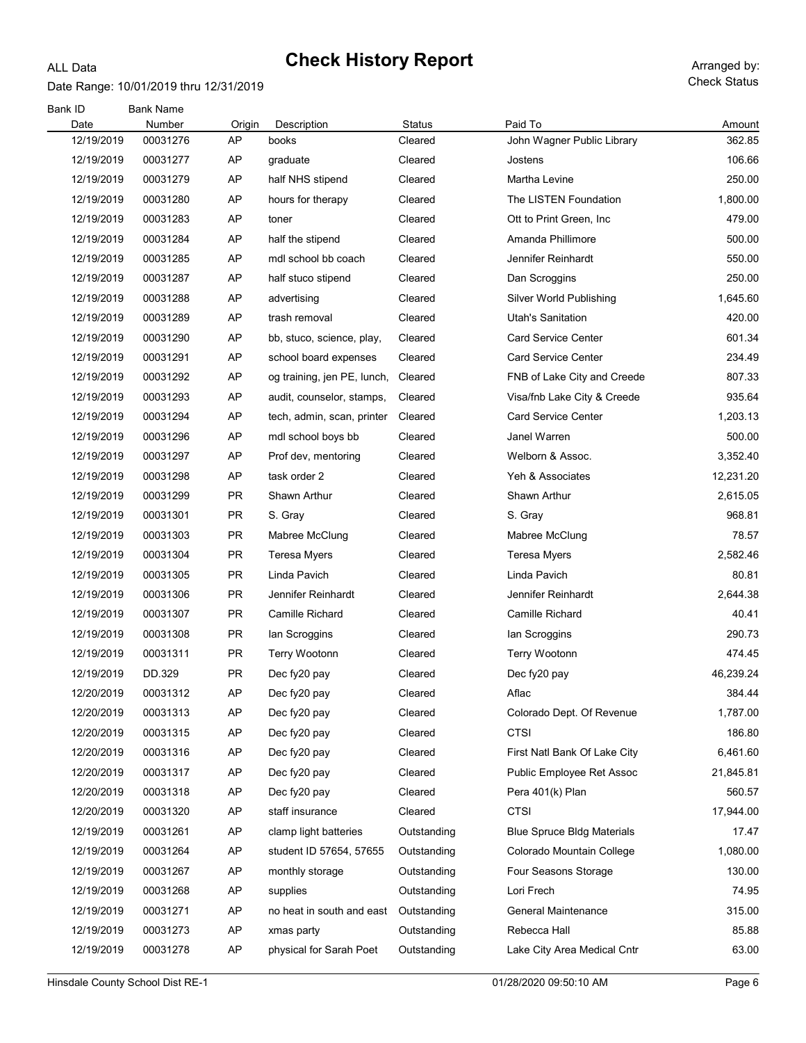ALL Data

# Check History Report

Date Range: 10/01/2019 thru 12/31/2019

Arranged by: Check Status

| Bank ID<br>Date | Bank Name<br>Number | Origin | Description | Status | Paid To | Amount |
|---|---|---|---|---|---|---|
| 12/19/2019 | 00031276 | AP | books | Cleared | John Wagner Public Library | 362.85 |
| 12/19/2019 | 00031277 | AP | graduate | Cleared | Jostens | 106.66 |
| 12/19/2019 | 00031279 | AP | half NHS stipend | Cleared | Martha Levine | 250.00 |
| 12/19/2019 | 00031280 | AP | hours for therapy | Cleared | The LISTEN Foundation | 1,800.00 |
| 12/19/2019 | 00031283 | AP | toner | Cleared | Ott to Print Green, Inc | 479.00 |
| 12/19/2019 | 00031284 | AP | half the stipend | Cleared | Amanda Phillimore | 500.00 |
| 12/19/2019 | 00031285 | AP | mdl school bb coach | Cleared | Jennifer Reinhardt | 550.00 |
| 12/19/2019 | 00031287 | AP | half stuco stipend | Cleared | Dan Scroggins | 250.00 |
| 12/19/2019 | 00031288 | AP | advertising | Cleared | Silver World Publishing | 1,645.60 |
| 12/19/2019 | 00031289 | AP | trash removal | Cleared | Utah's Sanitation | 420.00 |
| 12/19/2019 | 00031290 | AP | bb, stuco, science, play, | Cleared | Card Service Center | 601.34 |
| 12/19/2019 | 00031291 | AP | school board expenses | Cleared | Card Service Center | 234.49 |
| 12/19/2019 | 00031292 | AP | og training, jen PE, lunch, | Cleared | FNB of Lake City and Creede | 807.33 |
| 12/19/2019 | 00031293 | AP | audit, counselor, stamps, | Cleared | Visa/fnb Lake City & Creede | 935.64 |
| 12/19/2019 | 00031294 | AP | tech, admin, scan, printer | Cleared | Card Service Center | 1,203.13 |
| 12/19/2019 | 00031296 | AP | mdl school boys bb | Cleared | Janel Warren | 500.00 |
| 12/19/2019 | 00031297 | AP | Prof dev, mentoring | Cleared | Welborn & Assoc. | 3,352.40 |
| 12/19/2019 | 00031298 | AP | task order 2 | Cleared | Yeh & Associates | 12,231.20 |
| 12/19/2019 | 00031299 | PR | Shawn Arthur | Cleared | Shawn Arthur | 2,615.05 |
| 12/19/2019 | 00031301 | PR | S. Gray | Cleared | S. Gray | 968.81 |
| 12/19/2019 | 00031303 | PR | Mabree McClung | Cleared | Mabree McClung | 78.57 |
| 12/19/2019 | 00031304 | PR | Teresa Myers | Cleared | Teresa Myers | 2,582.46 |
| 12/19/2019 | 00031305 | PR | Linda Pavich | Cleared | Linda Pavich | 80.81 |
| 12/19/2019 | 00031306 | PR | Jennifer Reinhardt | Cleared | Jennifer Reinhardt | 2,644.38 |
| 12/19/2019 | 00031307 | PR | Camille Richard | Cleared | Camille Richard | 40.41 |
| 12/19/2019 | 00031308 | PR | Ian Scroggins | Cleared | Ian Scroggins | 290.73 |
| 12/19/2019 | 00031311 | PR | Terry Wootonn | Cleared | Terry Wootonn | 474.45 |
| 12/19/2019 | DD.329 | PR | Dec fy20 pay | Cleared | Dec fy20 pay | 46,239.24 |
| 12/20/2019 | 00031312 | AP | Dec fy20 pay | Cleared | Aflac | 384.44 |
| 12/20/2019 | 00031313 | AP | Dec fy20 pay | Cleared | Colorado Dept. Of Revenue | 1,787.00 |
| 12/20/2019 | 00031315 | AP | Dec fy20 pay | Cleared | CTSI | 186.80 |
| 12/20/2019 | 00031316 | AP | Dec fy20 pay | Cleared | First Natl Bank Of Lake City | 6,461.60 |
| 12/20/2019 | 00031317 | AP | Dec fy20 pay | Cleared | Public Employee Ret Assoc | 21,845.81 |
| 12/20/2019 | 00031318 | AP | Dec fy20 pay | Cleared | Pera 401(k) Plan | 560.57 |
| 12/20/2019 | 00031320 | AP | staff insurance | Cleared | CTSI | 17,944.00 |
| 12/19/2019 | 00031261 | AP | clamp light batteries | Outstanding | Blue Spruce Bldg Materials | 17.47 |
| 12/19/2019 | 00031264 | AP | student ID 57654, 57655 | Outstanding | Colorado Mountain College | 1,080.00 |
| 12/19/2019 | 00031267 | AP | monthly storage | Outstanding | Four Seasons Storage | 130.00 |
| 12/19/2019 | 00031268 | AP | supplies | Outstanding | Lori Frech | 74.95 |
| 12/19/2019 | 00031271 | AP | no heat in south and east | Outstanding | General Maintenance | 315.00 |
| 12/19/2019 | 00031273 | AP | xmas party | Outstanding | Rebecca Hall | 85.88 |
| 12/19/2019 | 00031278 | AP | physical for Sarah Poet | Outstanding | Lake City Area Medical Cntr | 63.00 |

Hinsdale County School Dist RE-1 01/28/2020 09:50:10 AM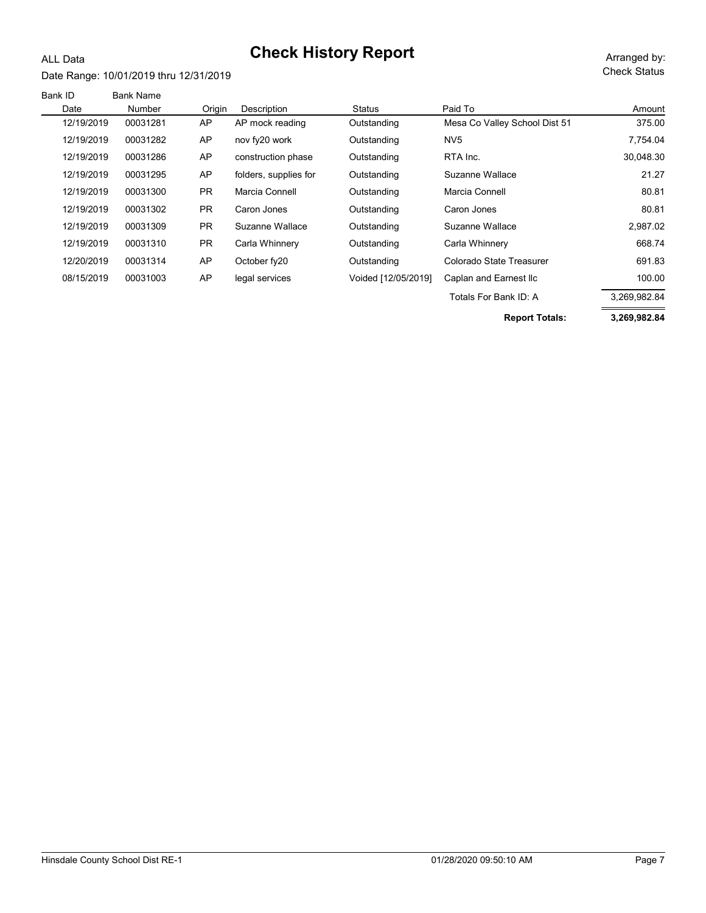# Check History Report

ALL Data

Date Range: 10/01/2019 thru 12/31/2019

Arranged by: Check Status

| Bank ID<br>Date | Bank Name<br>Number | Origin | Description | Status | Paid To | Amount |
|---|---|---|---|---|---|---|
| 12/19/2019 | 00031281 | AP | AP mock reading | Outstanding | Mesa Co Valley School Dist 51 | 375.00 |
| 12/19/2019 | 00031282 | AP | nov fy20 work | Outstanding | NV5 | 7,754.04 |
| 12/19/2019 | 00031286 | AP | construction phase | Outstanding | RTA Inc. | 30,048.30 |
| 12/19/2019 | 00031295 | AP | folders, supplies for | Outstanding | Suzanne Wallace | 21.27 |
| 12/19/2019 | 00031300 | PR | Marcia Connell | Outstanding | Marcia Connell | 80.81 |
| 12/19/2019 | 00031302 | PR | Caron Jones | Outstanding | Caron Jones | 80.81 |
| 12/19/2019 | 00031309 | PR | Suzanne Wallace | Outstanding | Suzanne Wallace | 2,987.02 |
| 12/19/2019 | 00031310 | PR | Carla Whinnery | Outstanding | Carla Whinnery | 668.74 |
| 12/20/2019 | 00031314 | AP | October fy20 | Outstanding | Colorado State Treasurer | 691.83 |
| 08/15/2019 | 00031003 | AP | legal services | Voided [12/05/2019] | Caplan and Earnest llc | 100.00 |
| | | | | | Totals For Bank ID: A | 3,269,982.84 |
| | | | | | **Report Totals:** | **3,269,982.84** |

Hinsdale County School Dist RE-1 — 01/28/2020 09:50:10 AM